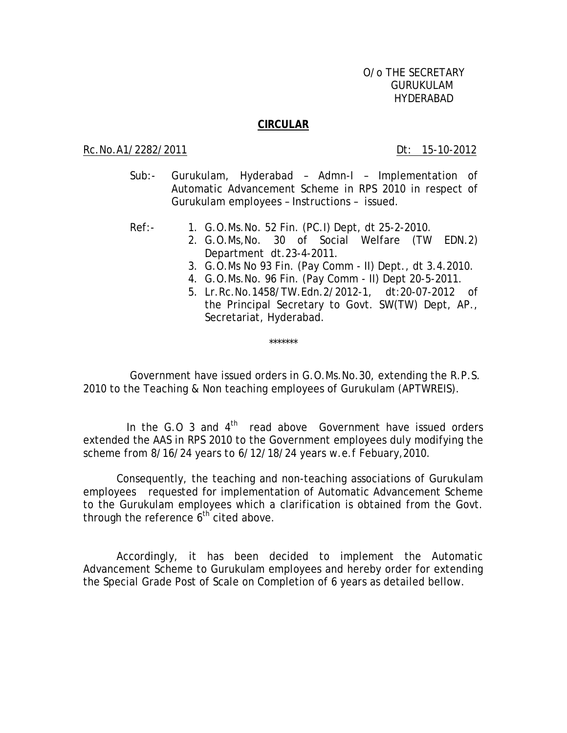O/o THE SECRETARY
GURUKULAM
HYDERABAD

## CIRCULAR

Rc.No.A1/2282/2011 Dt: 15-10-2012

Sub:- Gurukulam, Hyderabad – Admn-I – Implementation of Automatic Advancement Scheme in RPS 2010 in respect of Gurukulam employees – Instructions – issued.

Ref:-
1. G.O.Ms.No. 52 Fin. (PC.I) Dept, dt 25-2-2010.
2. G.O.Ms,No. 30 of Social Welfare (TW EDN.2) Department dt.23-4-2011.
3. G.O.Ms No 93 Fin. (Pay Comm - II) Dept., dt 3.4.2010.
4. G.O.Ms.No. 96 Fin. (Pay Comm - II) Dept 20-5-2011.
5. Lr.Rc.No.1458/TW.Edn.2/2012-1, dt:20-07-2012 of the Principal Secretary to Govt. SW(TW) Dept, AP., Secretariat, Hyderabad.

\*\*\*\*\*\*\*

Government have issued orders in G.O.Ms.No.30, extending the R.P.S. 2010 to the Teaching & Non teaching employees of Gurukulam (APTWREIS).

In the G.O 3 and 4th read above Government have issued orders extended the AAS in RPS 2010 to the Government employees duly modifying the scheme from 8/16/24 years to 6/12/18/24 years w.e.f Febuary,2010.

Consequently, the teaching and non-teaching associations of Gurukulam employees requested for implementation of Automatic Advancement Scheme to the Gurukulam employees which a clarification is obtained from the Govt. through the reference 6th cited above.

Accordingly, it has been decided to implement the Automatic Advancement Scheme to Gurukulam employees and hereby order for extending the Special Grade Post of Scale on Completion of 6 years as detailed bellow.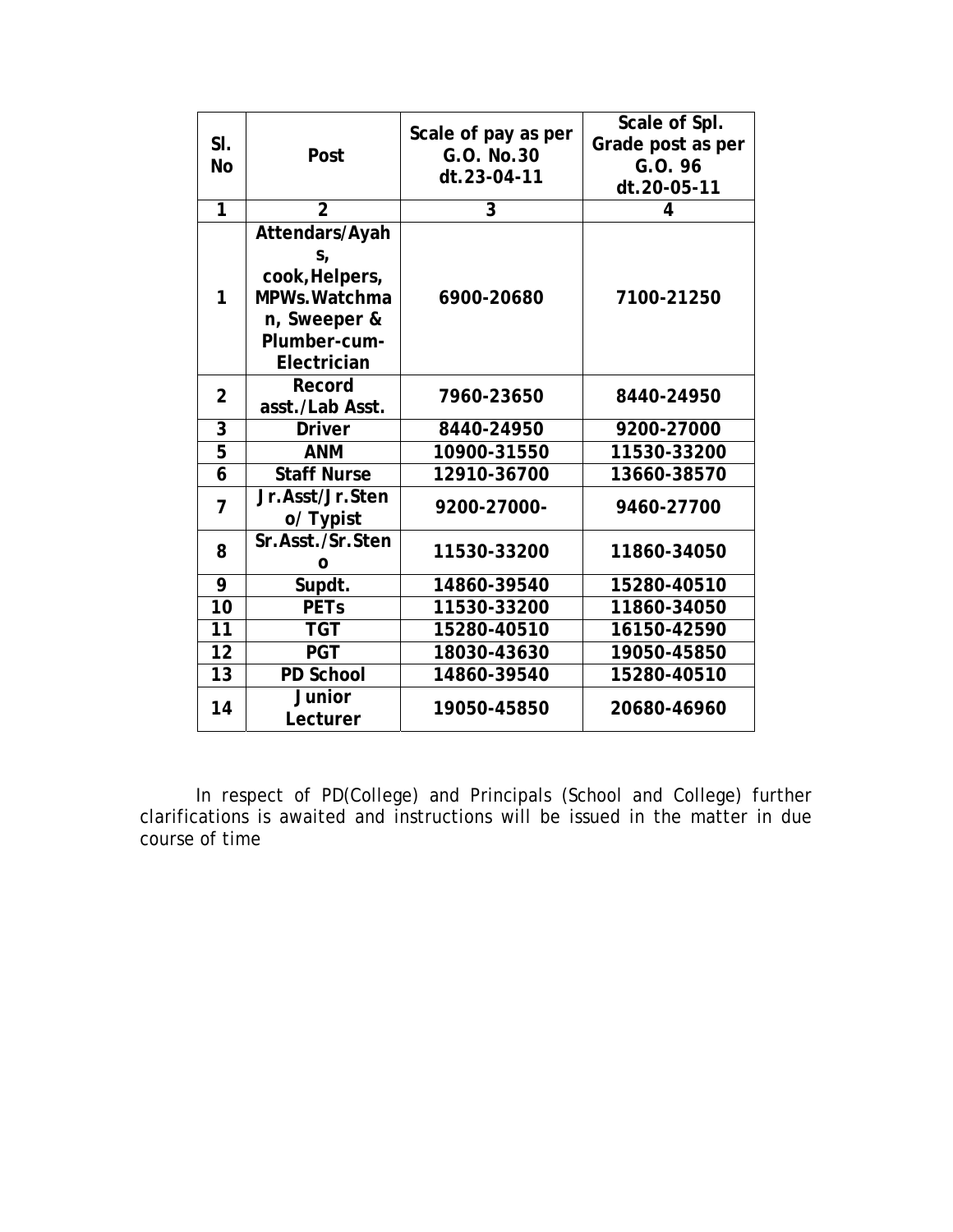| Sl. No | Post | Scale of pay as per G.O. No.30 dt.23-04-11 | Scale of Spl. Grade post as per G.O. 96 dt.20-05-11 |
|---|---|---|---|
| 1 | 2 | 3 | 4 |
| 1 | Attendars/Ayahs, cook,Helpers, MPWs.Watchman, Sweeper & Plumber-cum-Electrician | 6900-20680 | 7100-21250 |
| 2 | Record asst./Lab Asst. | 7960-23650 | 8440-24950 |
| 3 | Driver | 8440-24950 | 9200-27000 |
| 5 | ANM | 10900-31550 | 11530-33200 |
| 6 | Staff Nurse | 12910-36700 | 13660-38570 |
| 7 | Jr.Asst/Jr.Steno/ Typist | 9200-27000- | 9460-27700 |
| 8 | Sr.Asst./Sr.Steno | 11530-33200 | 11860-34050 |
| 9 | Supdt. | 14860-39540 | 15280-40510 |
| 10 | PETs | 11530-33200 | 11860-34050 |
| 11 | TGT | 15280-40510 | 16150-42590 |
| 12 | PGT | 18030-43630 | 19050-45850 |
| 13 | PD School | 14860-39540 | 15280-40510 |
| 14 | Junior Lecturer | 19050-45850 | 20680-46960 |

In respect of PD(College) and Principals (School and College) further clarifications is awaited and instructions will be issued in the matter in due course of time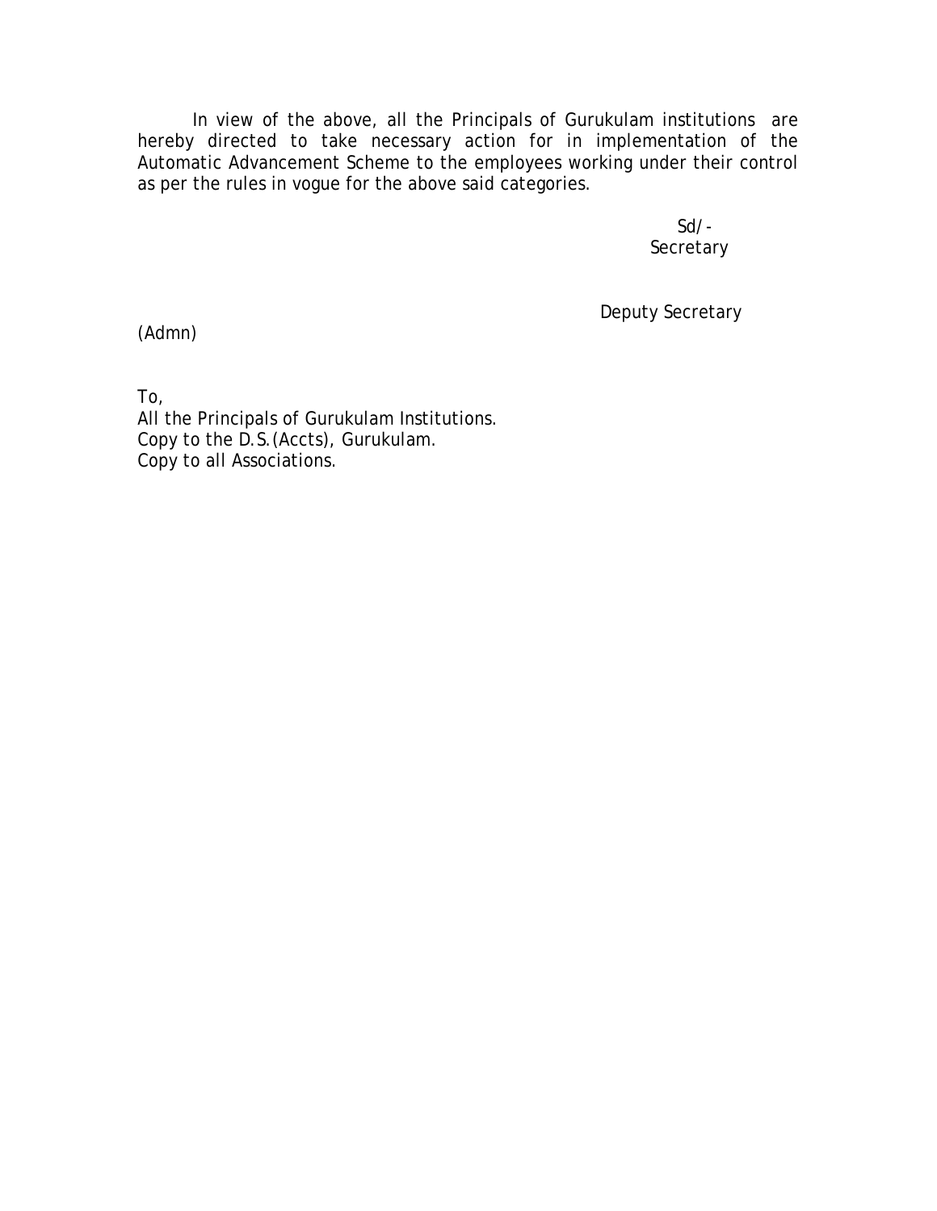In view of the above, all the Principals of Gurukulam institutions are hereby directed to take necessary action for in implementation of the Automatic Advancement Scheme to the employees working under their control as per the rules in vogue for the above said categories.

Sd/-
Secretary

Deputy Secretary
(Admn)

To,
All the Principals of Gurukulam Institutions.
Copy to the D.S.(Accts), Gurukulam.
Copy to all Associations.